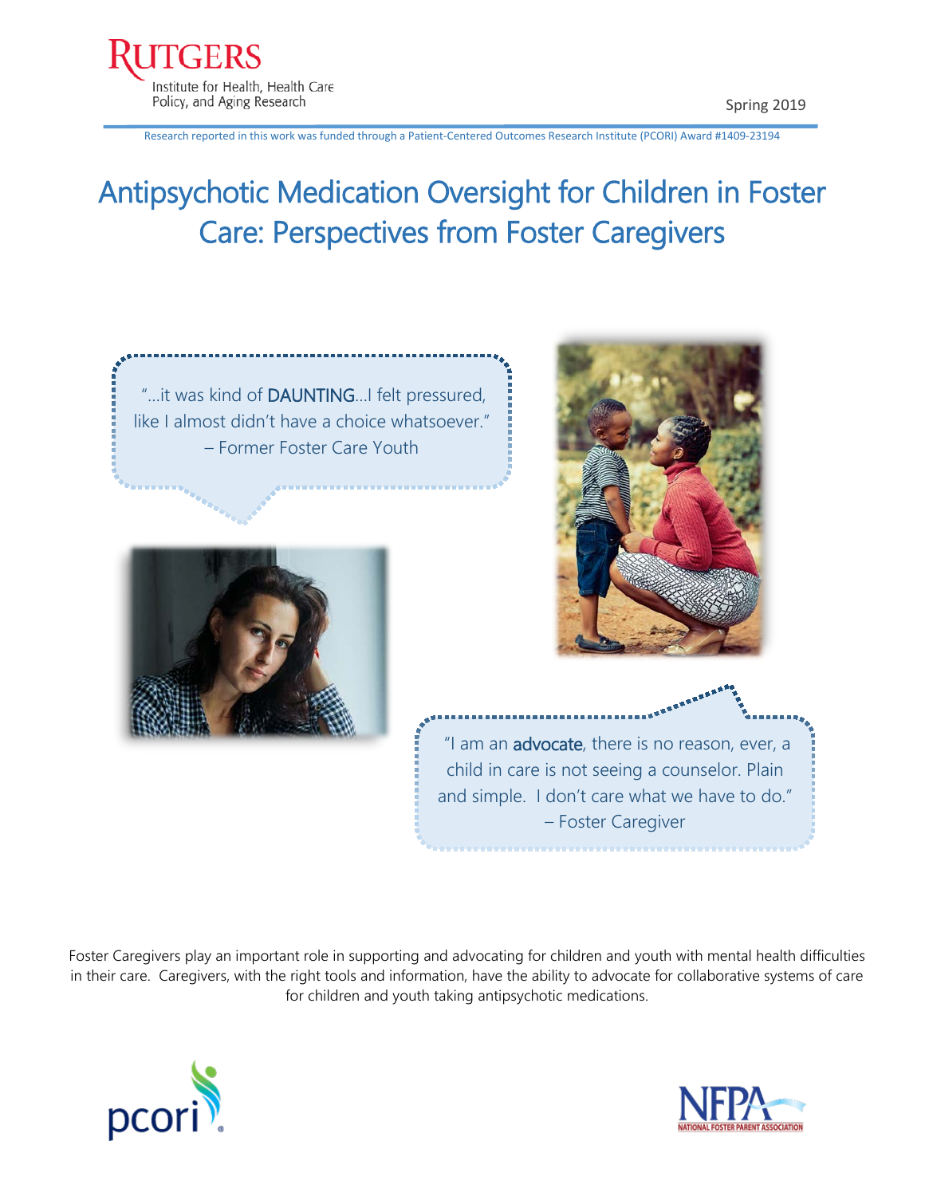Rutgers Institute for Health, Health Care Policy, and Aging Research

Spring 2019

Research reported in this work was funded through a Patient-Centered Outcomes Research Institute (PCORI) Award #1409-23194

# Antipsychotic Medication Oversight for Children in Foster Care: Perspectives from Foster Caregivers

"…it was kind of **DAUNTING**…I felt pressured, like I almost didn't have a choice whatsoever."
– Former Foster Care Youth

"I am an **advocate**, there is no reason, ever, a child in care is not seeing a counselor. Plain and simple. I don't care what we have to do."
– Foster Caregiver

Foster Caregivers play an important role in supporting and advocating for children and youth with mental health difficulties in their care. Caregivers, with the right tools and information, have the ability to advocate for collaborative systems of care for children and youth taking antipsychotic medications.

pcori

NFPA NATIONAL FOSTER PARENT ASSOCIATION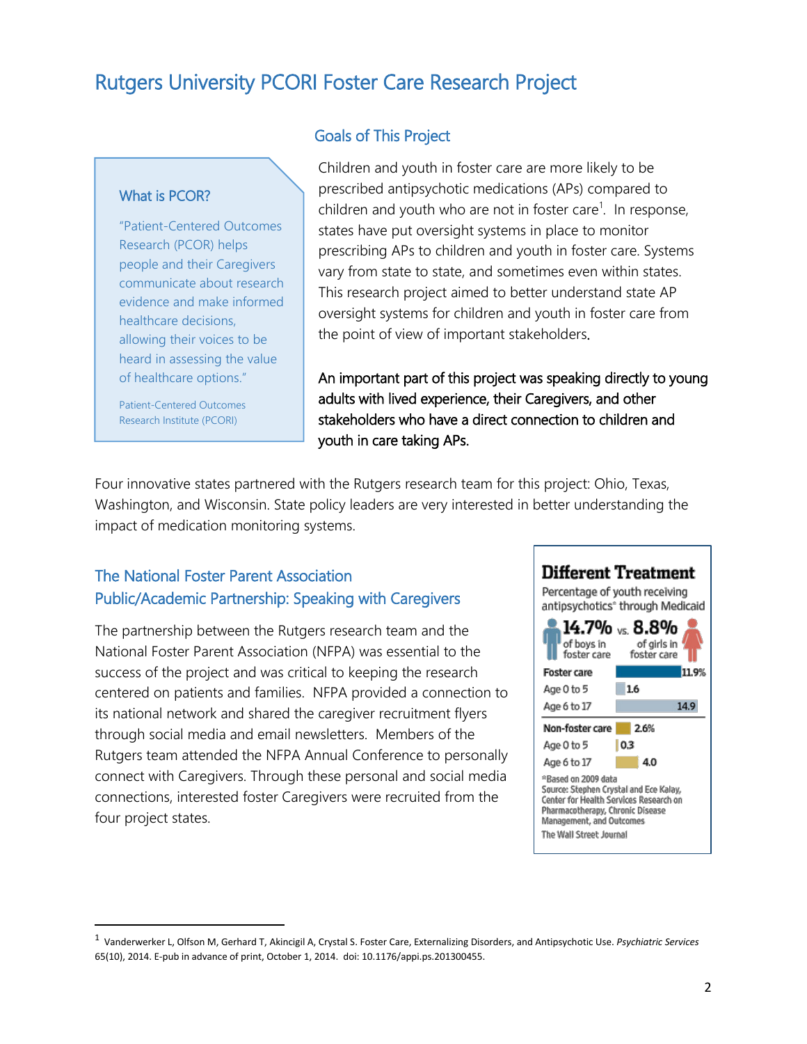# Rutgers University PCORI Foster Care Research Project

### What is PCOR?

"Patient-Centered Outcomes Research (PCOR) helps people and their Caregivers communicate about research evidence and make informed healthcare decisions, allowing their voices to be heard in assessing the value of healthcare options."

Patient-Centered Outcomes Research Institute (PCORI)

## Goals of This Project

Children and youth in foster care are more likely to be prescribed antipsychotic medications (APs) compared to children and youth who are not in foster care[1]. In response, states have put oversight systems in place to monitor prescribing APs to children and youth in foster care. Systems vary from state to state, and sometimes even within states. This research project aimed to better understand state AP oversight systems for children and youth in foster care from the point of view of important stakeholders.

**An important part of this project was speaking directly to young adults with lived experience, their Caregivers, and other stakeholders who have a direct connection to children and youth in care taking APs.**

Four innovative states partnered with the Rutgers research team for this project: Ohio, Texas, Washington, and Wisconsin. State policy leaders are very interested in better understanding the impact of medication monitoring systems.

## The National Foster Parent Association Public/Academic Partnership: Speaking with Caregivers

The partnership between the Rutgers research team and the National Foster Parent Association (NFPA) was essential to the success of the project and was critical to keeping the research centered on patients and families. NFPA provided a connection to its national network and shared the caregiver recruitment flyers through social media and email newsletters. Members of the Rutgers team attended the NFPA Annual Conference to personally connect with Caregivers. Through these personal and social media connections, interested foster Caregivers were recruited from the four project states.

**Different Treatment**

Percentage of youth receiving antipsychotics* through Medicaid

14.7% of boys in foster care vs. 8.8% of girls in foster care

| Group | % |
|---|---|
| **Foster care** | 11.9% |
| Age 0 to 5 | 1.6 |
| Age 6 to 17 | 14.9 |
| **Non-foster care** | 2.6% |
| Age 0 to 5 | 0.3 |
| Age 6 to 17 | 4.0 |

*Based on 2009 data

Source: Stephen Crystal and Ece Kalay, Center for Health Services Research on Pharmacotherapy, Chronic Disease Management, and Outcomes

The Wall Street Journal

---

[1] Vanderwerker L, Olfson M, Gerhard T, Akincigil A, Crystal S. Foster Care, Externalizing Disorders, and Antipsychotic Use. *Psychiatric Services* 65(10), 2014. E-pub in advance of print, October 1, 2014. doi: 10.1176/appi.ps.201300455.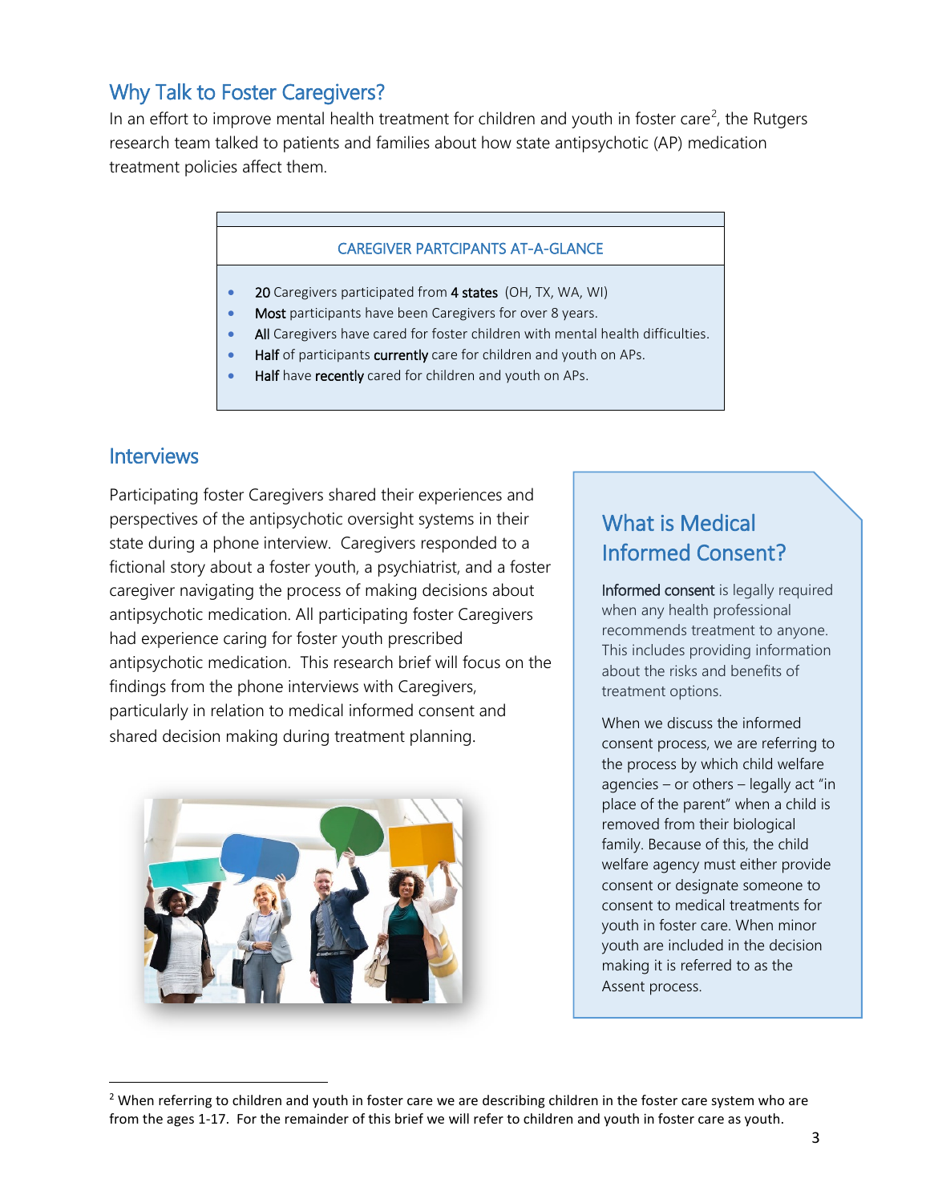## Why Talk to Foster Caregivers?

In an effort to improve mental health treatment for children and youth in foster care[2], the Rutgers research team talked to patients and families about how state antipsychotic (AP) medication treatment policies affect them.

### CAREGIVER PARTCIPANTS AT-A-GLANCE

- **20** Caregivers participated from **4 states** (OH, TX, WA, WI)
- **Most** participants have been Caregivers for over 8 years.
- **All** Caregivers have cared for foster children with mental health difficulties.
- **Half** of participants **currently** care for children and youth on APs.
- **Half** have **recently** cared for children and youth on APs.

## Interviews

Participating foster Caregivers shared their experiences and perspectives of the antipsychotic oversight systems in their state during a phone interview. Caregivers responded to a fictional story about a foster youth, a psychiatrist, and a foster caregiver navigating the process of making decisions about antipsychotic medication. All participating foster Caregivers had experience caring for foster youth prescribed antipsychotic medication. This research brief will focus on the findings from the phone interviews with Caregivers, particularly in relation to medical informed consent and shared decision making during treatment planning.

### What is Medical Informed Consent?

**Informed consent** is legally required when any health professional recommends treatment to anyone. This includes providing information about the risks and benefits of treatment options.

When we discuss the informed consent process, we are referring to the process by which child welfare agencies – or others – legally act "in place of the parent" when a child is removed from their biological family. Because of this, the child welfare agency must either provide consent or designate someone to consent to medical treatments for youth in foster care. When minor youth are included in the decision making it is referred to as the Assent process.

---

[2] When referring to children and youth in foster care we are describing children in the foster care system who are from the ages 1-17. For the remainder of this brief we will refer to children and youth in foster care as youth.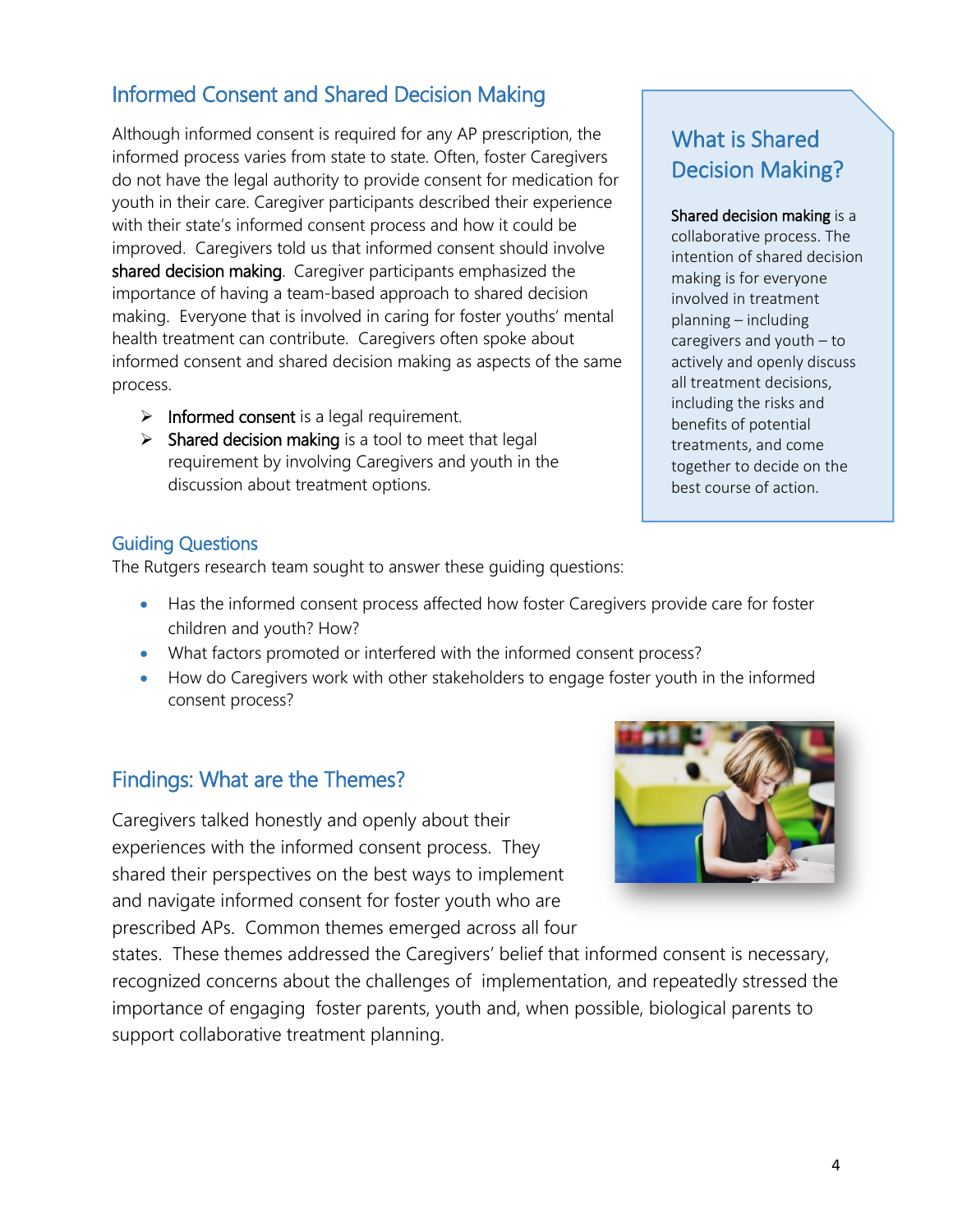## Informed Consent and Shared Decision Making

Although informed consent is required for any AP prescription, the informed process varies from state to state. Often, foster Caregivers do not have the legal authority to provide consent for medication for youth in their care. Caregiver participants described their experience with their state's informed consent process and how it could be improved. Caregivers told us that informed consent should involve **shared decision making**. Caregiver participants emphasized the importance of having a team-based approach to shared decision making. Everyone that is involved in caring for foster youths' mental health treatment can contribute. Caregivers often spoke about informed consent and shared decision making as aspects of the same process.

- **Informed consent** is a legal requirement.
- **Shared decision making** is a tool to meet that legal requirement by involving Caregivers and youth in the discussion about treatment options.

### What is Shared Decision Making?

**Shared decision making** is a collaborative process. The intention of shared decision making is for everyone involved in treatment planning – including caregivers and youth – to actively and openly discuss all treatment decisions, including the risks and benefits of potential treatments, and come together to decide on the best course of action.

### Guiding Questions

The Rutgers research team sought to answer these guiding questions:

- Has the informed consent process affected how foster Caregivers provide care for foster children and youth? How?
- What factors promoted or interfered with the informed consent process?
- How do Caregivers work with other stakeholders to engage foster youth in the informed consent process?

## Findings: What are the Themes?

Caregivers talked honestly and openly about their experiences with the informed consent process. They shared their perspectives on the best ways to implement and navigate informed consent for foster youth who are prescribed APs. Common themes emerged across all four states. These themes addressed the Caregivers' belief that informed consent is necessary, recognized concerns about the challenges of implementation, and repeatedly stressed the importance of engaging foster parents, youth and, when possible, biological parents to support collaborative treatment planning.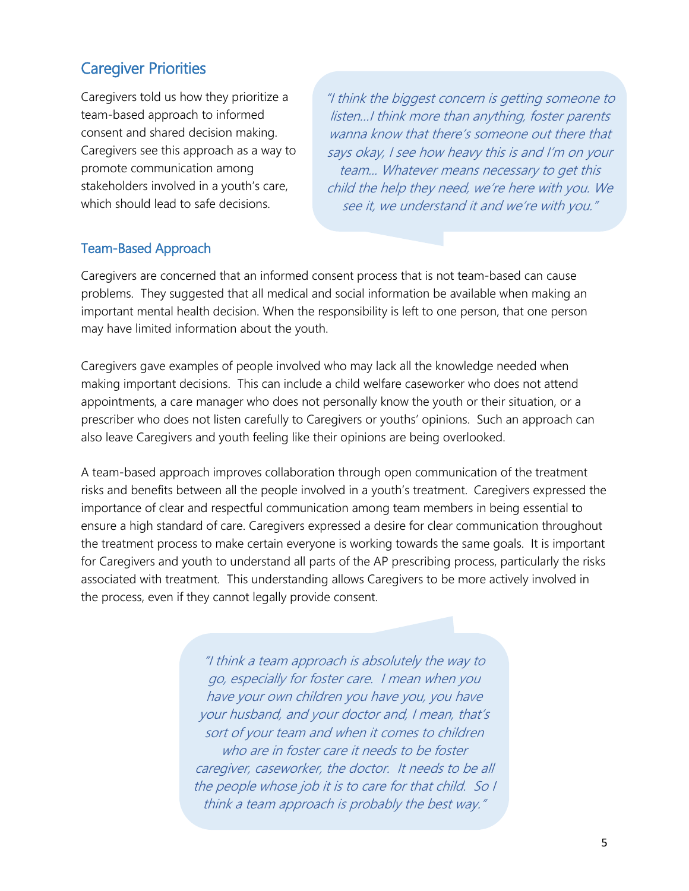## Caregiver Priorities

Caregivers told us how they prioritize a team-based approach to informed consent and shared decision making. Caregivers see this approach as a way to promote communication among stakeholders involved in a youth's care, which should lead to safe decisions.

> *"I think the biggest concern is getting someone to listen…I think more than anything, foster parents wanna know that there's someone out there that says okay, I see how heavy this is and I'm on your team… Whatever means necessary to get this child the help they need, we're here with you. We see it, we understand it and we're with you."*

### Team-Based Approach

Caregivers are concerned that an informed consent process that is not team-based can cause problems. They suggested that all medical and social information be available when making an important mental health decision. When the responsibility is left to one person, that one person may have limited information about the youth.

Caregivers gave examples of people involved who may lack all the knowledge needed when making important decisions. This can include a child welfare caseworker who does not attend appointments, a care manager who does not personally know the youth or their situation, or a prescriber who does not listen carefully to Caregivers or youths' opinions. Such an approach can also leave Caregivers and youth feeling like their opinions are being overlooked.

A team-based approach improves collaboration through open communication of the treatment risks and benefits between all the people involved in a youth's treatment. Caregivers expressed the importance of clear and respectful communication among team members in being essential to ensure a high standard of care. Caregivers expressed a desire for clear communication throughout the treatment process to make certain everyone is working towards the same goals. It is important for Caregivers and youth to understand all parts of the AP prescribing process, particularly the risks associated with treatment. This understanding allows Caregivers to be more actively involved in the process, even if they cannot legally provide consent.

> *"I think a team approach is absolutely the way to go, especially for foster care. I mean when you have your own children you have you, you have your husband, and your doctor and, I mean, that's sort of your team and when it comes to children who are in foster care it needs to be foster caregiver, caseworker, the doctor. It needs to be all the people whose job it is to care for that child. So I think a team approach is probably the best way."*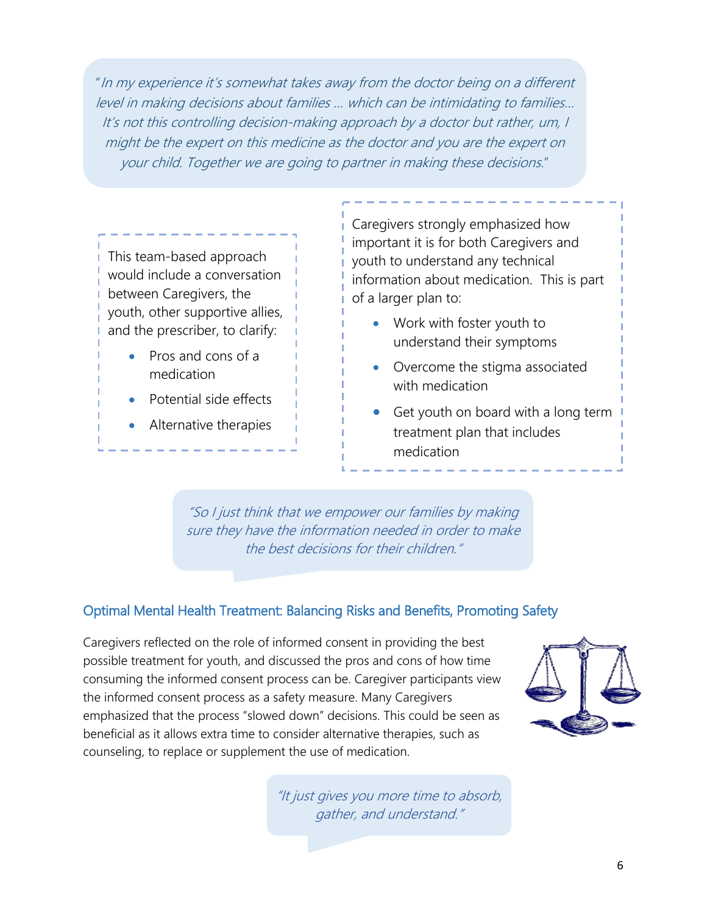*"In my experience it's somewhat takes away from the doctor being on a different level in making decisions about families … which can be intimidating to families… It's not this controlling decision-making approach by a doctor but rather, um, I might be the expert on this medicine as the doctor and you are the expert on your child. Together we are going to partner in making these decisions."*

This team-based approach would include a conversation between Caregivers, the youth, other supportive allies, and the prescriber, to clarify:

- Pros and cons of a medication
- Potential side effects
- Alternative therapies

Caregivers strongly emphasized how important it is for both Caregivers and youth to understand any technical information about medication. This is part of a larger plan to:

- Work with foster youth to understand their symptoms
- Overcome the stigma associated with medication
- Get youth on board with a long term treatment plan that includes medication

*"So I just think that we empower our families by making sure they have the information needed in order to make the best decisions for their children."*

## Optimal Mental Health Treatment: Balancing Risks and Benefits, Promoting Safety

Caregivers reflected on the role of informed consent in providing the best possible treatment for youth, and discussed the pros and cons of how time consuming the informed consent process can be. Caregiver participants view the informed consent process as a safety measure. Many Caregivers emphasized that the process "slowed down" decisions. This could be seen as beneficial as it allows extra time to consider alternative therapies, such as counseling, to replace or supplement the use of medication.

*"It just gives you more time to absorb, gather, and understand."*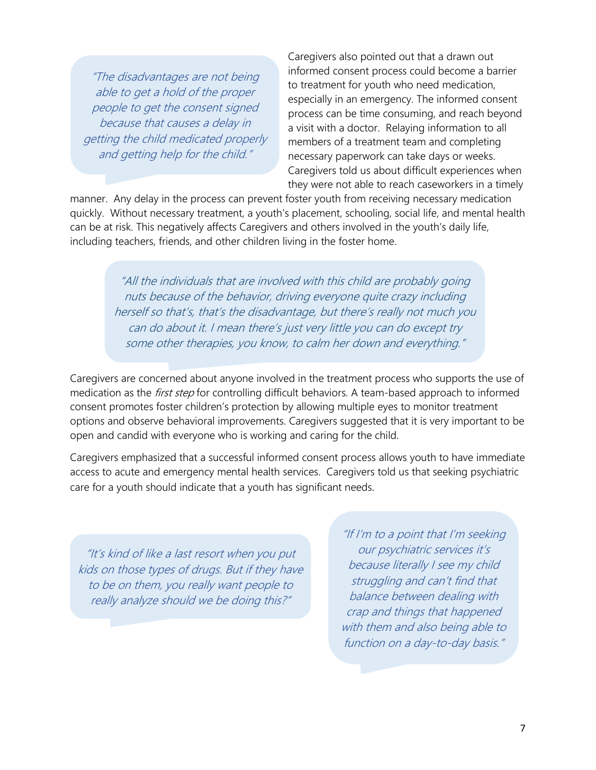> *"The disadvantages are not being able to get a hold of the proper people to get the consent signed because that causes a delay in getting the child medicated properly and getting help for the child."*

Caregivers also pointed out that a drawn out informed consent process could become a barrier to treatment for youth who need medication, especially in an emergency. The informed consent process can be time consuming, and reach beyond a visit with a doctor. Relaying information to all members of a treatment team and completing necessary paperwork can take days or weeks. Caregivers told us about difficult experiences when they were not able to reach caseworkers in a timely manner. Any delay in the process can prevent foster youth from receiving necessary medication quickly. Without necessary treatment, a youth's placement, schooling, social life, and mental health can be at risk. This negatively affects Caregivers and others involved in the youth's daily life, including teachers, friends, and other children living in the foster home.

> *"All the individuals that are involved with this child are probably going nuts because of the behavior, driving everyone quite crazy including herself so that's, that's the disadvantage, but there's really not much you can do about it. I mean there's just very little you can do except try some other therapies, you know, to calm her down and everything."*

Caregivers are concerned about anyone involved in the treatment process who supports the use of medication as the *first step* for controlling difficult behaviors. A team-based approach to informed consent promotes foster children's protection by allowing multiple eyes to monitor treatment options and observe behavioral improvements. Caregivers suggested that it is very important to be open and candid with everyone who is working and caring for the child.

Caregivers emphasized that a successful informed consent process allows youth to have immediate access to acute and emergency mental health services. Caregivers told us that seeking psychiatric care for a youth should indicate that a youth has significant needs.

> *"It's kind of like a last resort when you put kids on those types of drugs. But if they have to be on them, you really want people to really analyze should we be doing this?"*

> *"If I'm to a point that I'm seeking our psychiatric services it's because literally I see my child struggling and can't find that balance between dealing with crap and things that happened with them and also being able to function on a day-to-day basis."*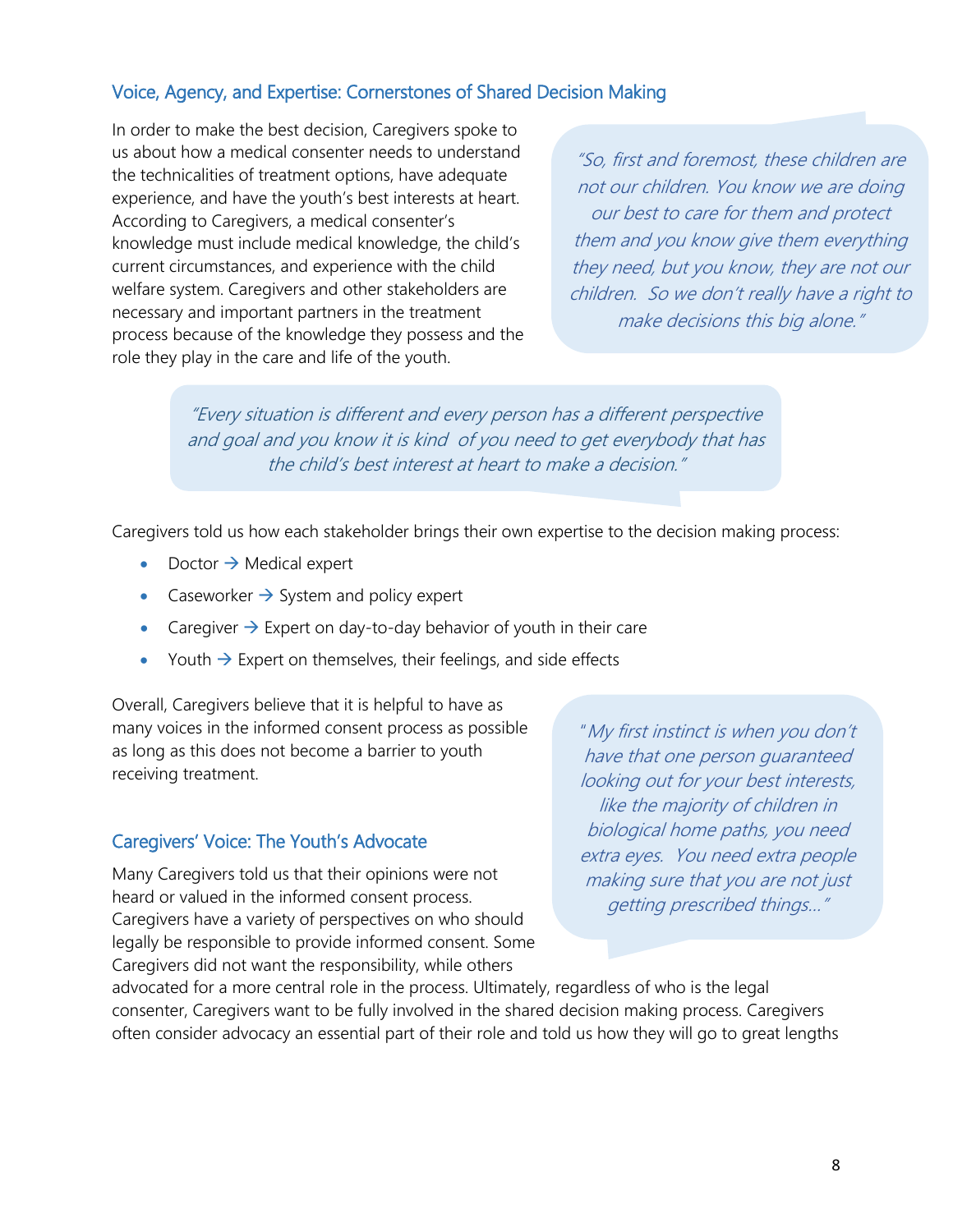## Voice, Agency, and Expertise: Cornerstones of Shared Decision Making

In order to make the best decision, Caregivers spoke to us about how a medical consenter needs to understand the technicalities of treatment options, have adequate experience, and have the youth's best interests at heart. According to Caregivers, a medical consenter's knowledge must include medical knowledge, the child's current circumstances, and experience with the child welfare system. Caregivers and other stakeholders are necessary and important partners in the treatment process because of the knowledge they possess and the role they play in the care and life of the youth.

> *"So, first and foremost, these children are not our children. You know we are doing our best to care for them and protect them and you know give them everything they need, but you know, they are not our children. So we don't really have a right to make decisions this big alone."*

> *"Every situation is different and every person has a different perspective and goal and you know it is kind of you need to get everybody that has the child's best interest at heart to make a decision."*

Caregivers told us how each stakeholder brings their own expertise to the decision making process:

- Doctor → Medical expert
- Caseworker → System and policy expert
- Caregiver → Expert on day-to-day behavior of youth in their care
- Youth → Expert on themselves, their feelings, and side effects

Overall, Caregivers believe that it is helpful to have as many voices in the informed consent process as possible as long as this does not become a barrier to youth receiving treatment.

> *"My first instinct is when you don't have that one person guaranteed looking out for your best interests, like the majority of children in biological home paths, you need extra eyes. You need extra people making sure that you are not just getting prescribed things…"*

## Caregivers' Voice: The Youth's Advocate

Many Caregivers told us that their opinions were not heard or valued in the informed consent process. Caregivers have a variety of perspectives on who should legally be responsible to provide informed consent. Some Caregivers did not want the responsibility, while others advocated for a more central role in the process. Ultimately, regardless of who is the legal consenter, Caregivers want to be fully involved in the shared decision making process. Caregivers often consider advocacy an essential part of their role and told us how they will go to great lengths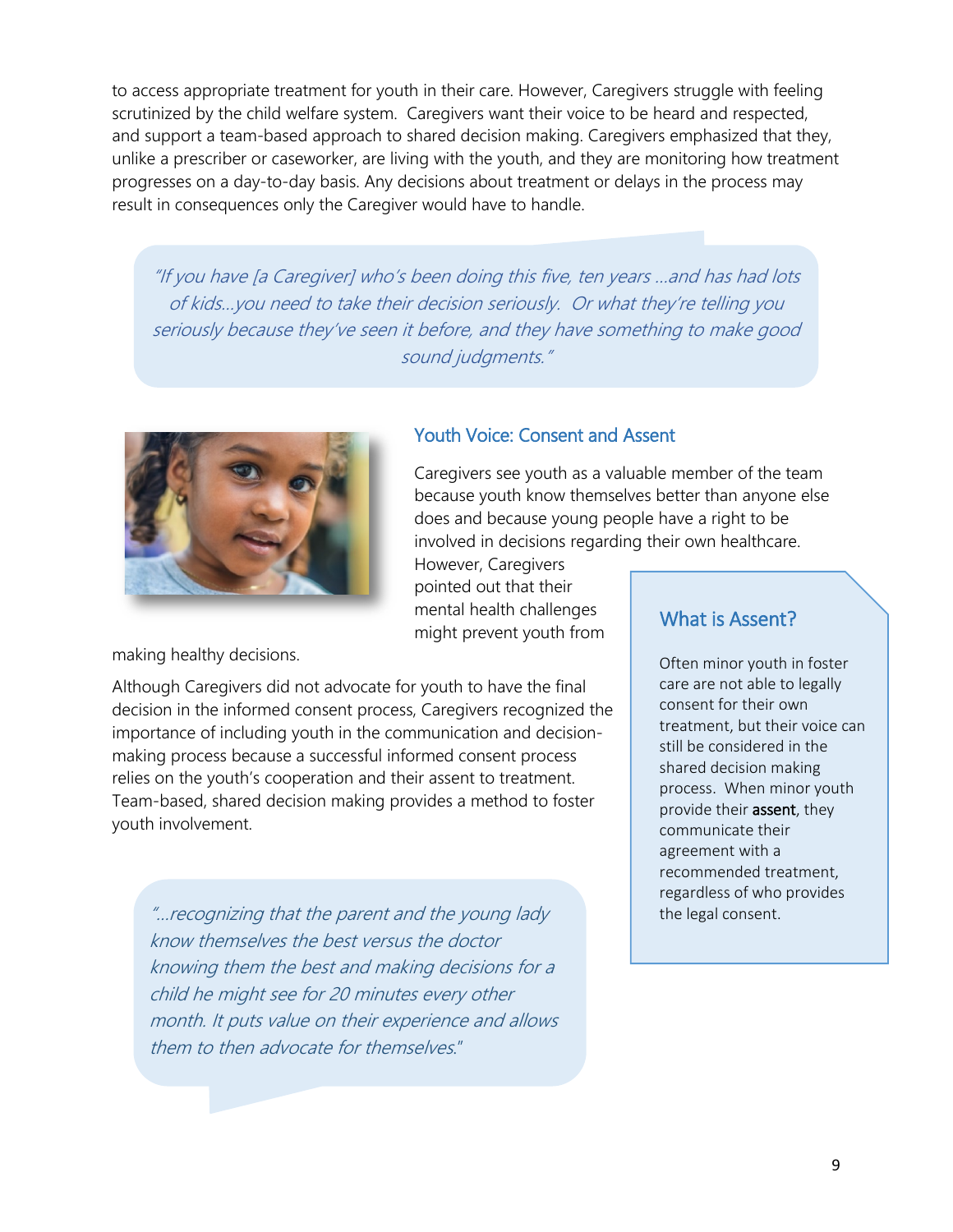to access appropriate treatment for youth in their care. However, Caregivers struggle with feeling scrutinized by the child welfare system. Caregivers want their voice to be heard and respected, and support a team-based approach to shared decision making. Caregivers emphasized that they, unlike a prescriber or caseworker, are living with the youth, and they are monitoring how treatment progresses on a day-to-day basis. Any decisions about treatment or delays in the process may result in consequences only the Caregiver would have to handle.

> *"If you have [a Caregiver] who's been doing this five, ten years ...and has had lots of kids...you need to take their decision seriously. Or what they're telling you seriously because they've seen it before, and they have something to make good sound judgments."*

## Youth Voice: Consent and Assent

Caregivers see youth as a valuable member of the team because youth know themselves better than anyone else does and because young people have a right to be involved in decisions regarding their own healthcare. However, Caregivers pointed out that their mental health challenges might prevent youth from making healthy decisions.

Although Caregivers did not advocate for youth to have the final decision in the informed consent process, Caregivers recognized the importance of including youth in the communication and decision-making process because a successful informed consent process relies on the youth's cooperation and their assent to treatment. Team-based, shared decision making provides a method to foster youth involvement.

> *"...recognizing that the parent and the young lady know themselves the best versus the doctor knowing them the best and making decisions for a child he might see for 20 minutes every other month. It puts value on their experience and allows them to then advocate for themselves."*

### What is Assent?

Often minor youth in foster care are not able to legally consent for their own treatment, but their voice can still be considered in the shared decision making process. When minor youth provide their **assent**, they communicate their agreement with a recommended treatment, regardless of who provides the legal consent.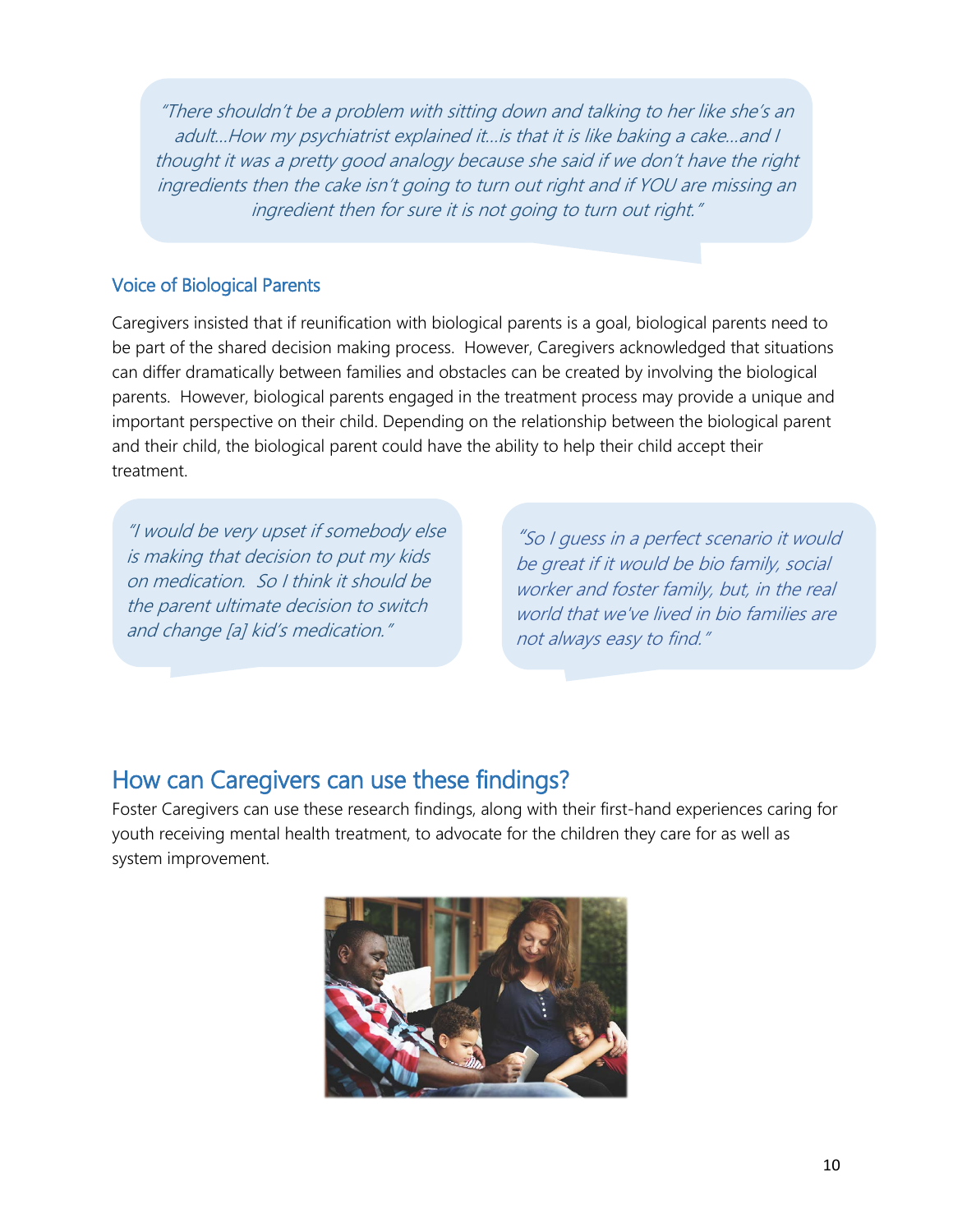*"There shouldn't be a problem with sitting down and talking to her like she's an adult…How my psychiatrist explained it…is that it is like baking a cake…and I thought it was a pretty good analogy because she said if we don't have the right ingredients then the cake isn't going to turn out right and if YOU are missing an ingredient then for sure it is not going to turn out right."*

### Voice of Biological Parents

Caregivers insisted that if reunification with biological parents is a goal, biological parents need to be part of the shared decision making process. However, Caregivers acknowledged that situations can differ dramatically between families and obstacles can be created by involving the biological parents. However, biological parents engaged in the treatment process may provide a unique and important perspective on their child. Depending on the relationship between the biological parent and their child, the biological parent could have the ability to help their child accept their treatment.

*"I would be very upset if somebody else is making that decision to put my kids on medication. So I think it should be the parent ultimate decision to switch and change [a] kid's medication."*

*"So I guess in a perfect scenario it would be great if it would be bio family, social worker and foster family, but, in the real world that we've lived in bio families are not always easy to find."*

## How can Caregivers can use these findings?

Foster Caregivers can use these research findings, along with their first-hand experiences caring for youth receiving mental health treatment, to advocate for the children they care for as well as system improvement.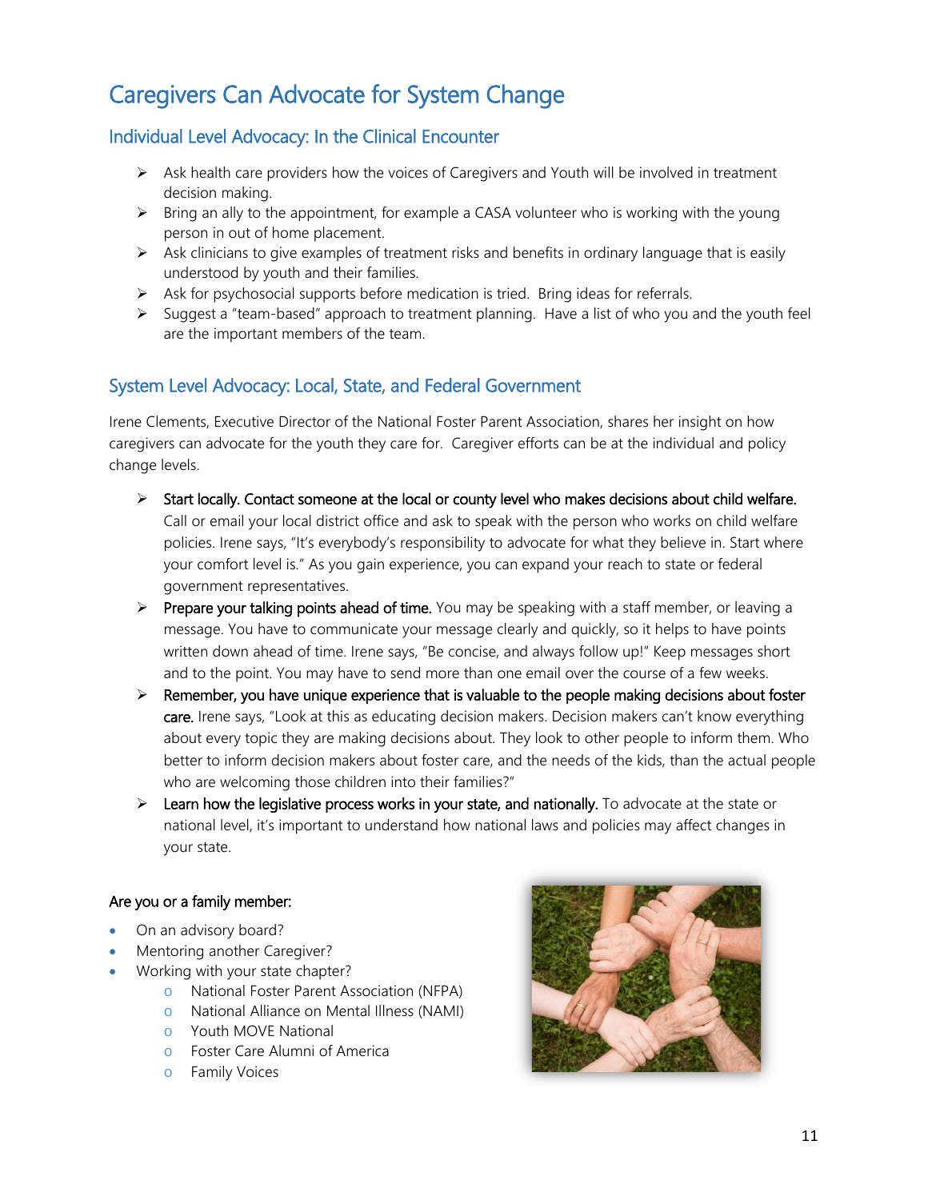# Caregivers Can Advocate for System Change

## Individual Level Advocacy: In the Clinical Encounter

- Ask health care providers how the voices of Caregivers and Youth will be involved in treatment decision making.
- Bring an ally to the appointment, for example a CASA volunteer who is working with the young person in out of home placement.
- Ask clinicians to give examples of treatment risks and benefits in ordinary language that is easily understood by youth and their families.
- Ask for psychosocial supports before medication is tried. Bring ideas for referrals.
- Suggest a "team-based" approach to treatment planning. Have a list of who you and the youth feel are the important members of the team.

## System Level Advocacy: Local, State, and Federal Government

Irene Clements, Executive Director of the National Foster Parent Association, shares her insight on how caregivers can advocate for the youth they care for. Caregiver efforts can be at the individual and policy change levels.

- **Start locally. Contact someone at the local or county level who makes decisions about child welfare.** Call or email your local district office and ask to speak with the person who works on child welfare policies. Irene says, "It's everybody's responsibility to advocate for what they believe in. Start where your comfort level is." As you gain experience, you can expand your reach to state or federal government representatives.
- **Prepare your talking points ahead of time.** You may be speaking with a staff member, or leaving a message. You have to communicate your message clearly and quickly, so it helps to have points written down ahead of time. Irene says, "Be concise, and always follow up!" Keep messages short and to the point. You may have to send more than one email over the course of a few weeks.
- **Remember, you have unique experience that is valuable to the people making decisions about foster care.** Irene says, "Look at this as educating decision makers. Decision makers can't know everything about every topic they are making decisions about. They look to other people to inform them. Who better to inform decision makers about foster care, and the needs of the kids, than the actual people who are welcoming those children into their families?"
- **Learn how the legislative process works in your state, and nationally.** To advocate at the state or national level, it's important to understand how national laws and policies may affect changes in your state.

**Are you or a family member:**

- On an advisory board?
- Mentoring another Caregiver?
- Working with your state chapter?
  - National Foster Parent Association (NFPA)
  - National Alliance on Mental Illness (NAMI)
  - Youth MOVE National
  - Foster Care Alumni of America
  - Family Voices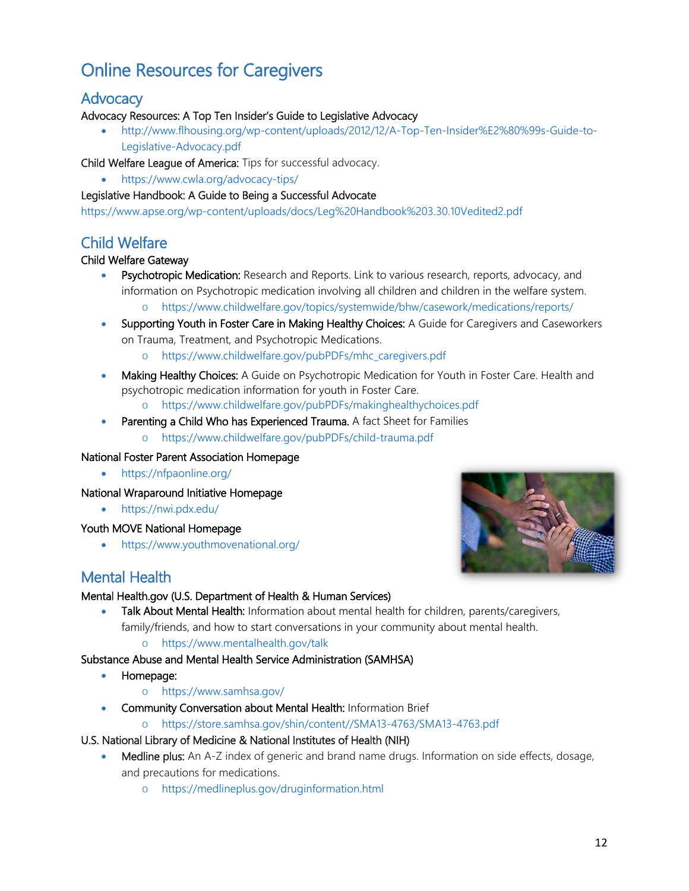# Online Resources for Caregivers

## Advocacy

Advocacy Resources: A Top Ten Insider's Guide to Legislative Advocacy

- http://www.flhousing.org/wp-content/uploads/2012/12/A-Top-Ten-Insider%E2%80%99s-Guide-to-Legislative-Advocacy.pdf

Child Welfare League of America: Tips for successful advocacy.

- https://www.cwla.org/advocacy-tips/

Legislative Handbook: A Guide to Being a Successful Advocate

https://www.apse.org/wp-content/uploads/docs/Leg%20Handbook%203.30.10Vedited2.pdf

## Child Welfare

Child Welfare Gateway

- **Psychotropic Medication:** Research and Reports. Link to various research, reports, advocacy, and information on Psychotropic medication involving all children and children in the welfare system.
    - https://www.childwelfare.gov/topics/systemwide/bhw/casework/medications/reports/
- **Supporting Youth in Foster Care in Making Healthy Choices:** A Guide for Caregivers and Caseworkers on Trauma, Treatment, and Psychotropic Medications.
    - https://www.childwelfare.gov/pubPDFs/mhc_caregivers.pdf
- **Making Healthy Choices:** A Guide on Psychotropic Medication for Youth in Foster Care. Health and psychotropic medication information for youth in Foster Care.
    - https://www.childwelfare.gov/pubPDFs/makinghealthychoices.pdf
- **Parenting a Child Who has Experienced Trauma.** A fact Sheet for Families
    - https://www.childwelfare.gov/pubPDFs/child-trauma.pdf

National Foster Parent Association Homepage

- https://nfpaonline.org/

National Wraparound Initiative Homepage

- https://nwi.pdx.edu/

Youth MOVE National Homepage

- https://www.youthmovenational.org/

## Mental Health

Mental Health.gov (U.S. Department of Health & Human Services)

- **Talk About Mental Health:** Information about mental health for children, parents/caregivers, family/friends, and how to start conversations in your community about mental health.
    - https://www.mentalhealth.gov/talk

Substance Abuse and Mental Health Service Administration (SAMHSA)

- **Homepage:**
    - https://www.samhsa.gov/
- **Community Conversation about Mental Health:** Information Brief
    - https://store.samhsa.gov/shin/content//SMA13-4763/SMA13-4763.pdf

U.S. National Library of Medicine & National Institutes of Health (NIH)

- **Medline plus:** An A-Z index of generic and brand name drugs. Information on side effects, dosage, and precautions for medications.
    - https://medlineplus.gov/druginformation.html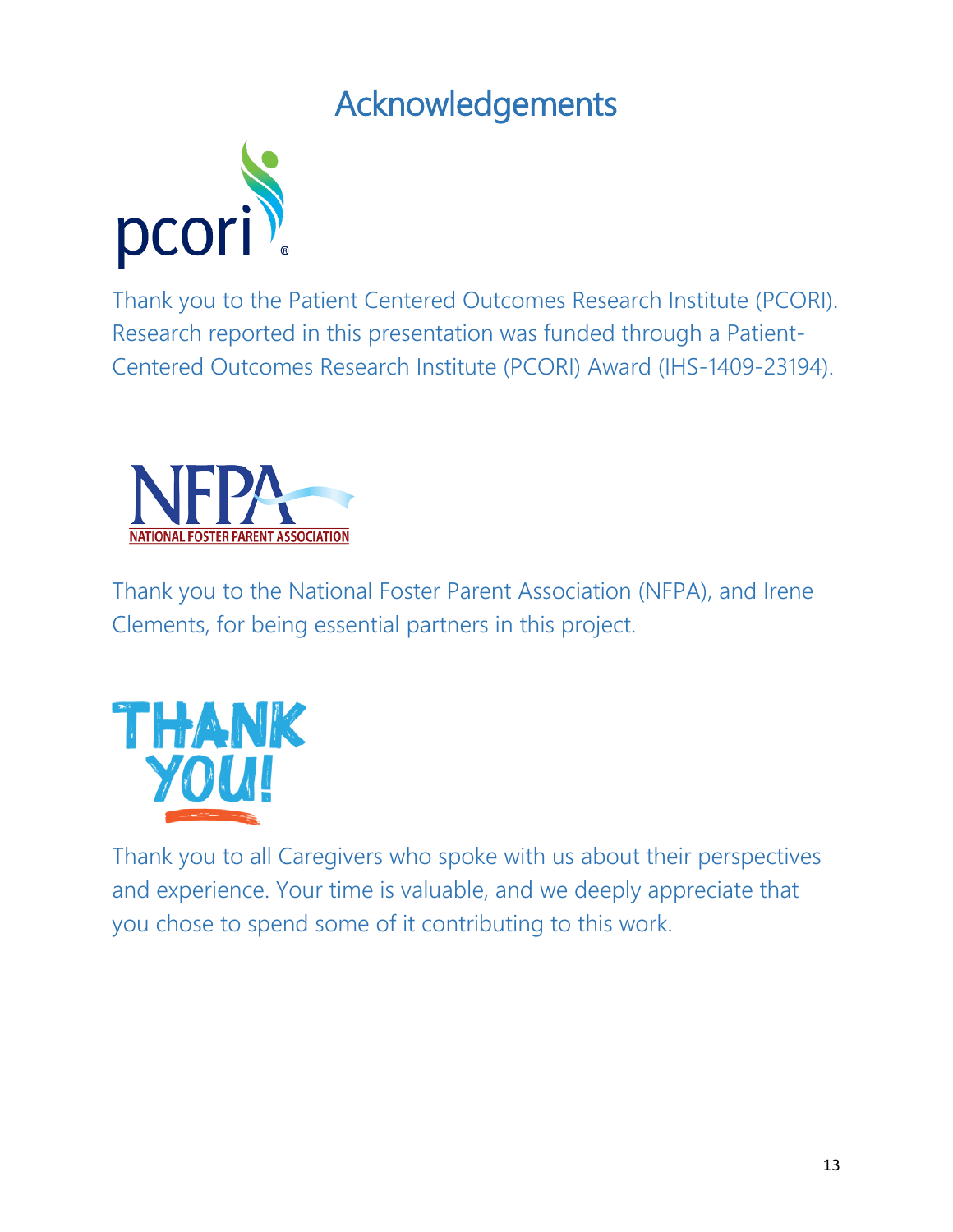# Acknowledgements

Thank you to the Patient Centered Outcomes Research Institute (PCORI). Research reported in this presentation was funded through a Patient-Centered Outcomes Research Institute (PCORI) Award (IHS-1409-23194).

Thank you to the National Foster Parent Association (NFPA), and Irene Clements, for being essential partners in this project.

Thank you to all Caregivers who spoke with us about their perspectives and experience. Your time is valuable, and we deeply appreciate that you chose to spend some of it contributing to this work.